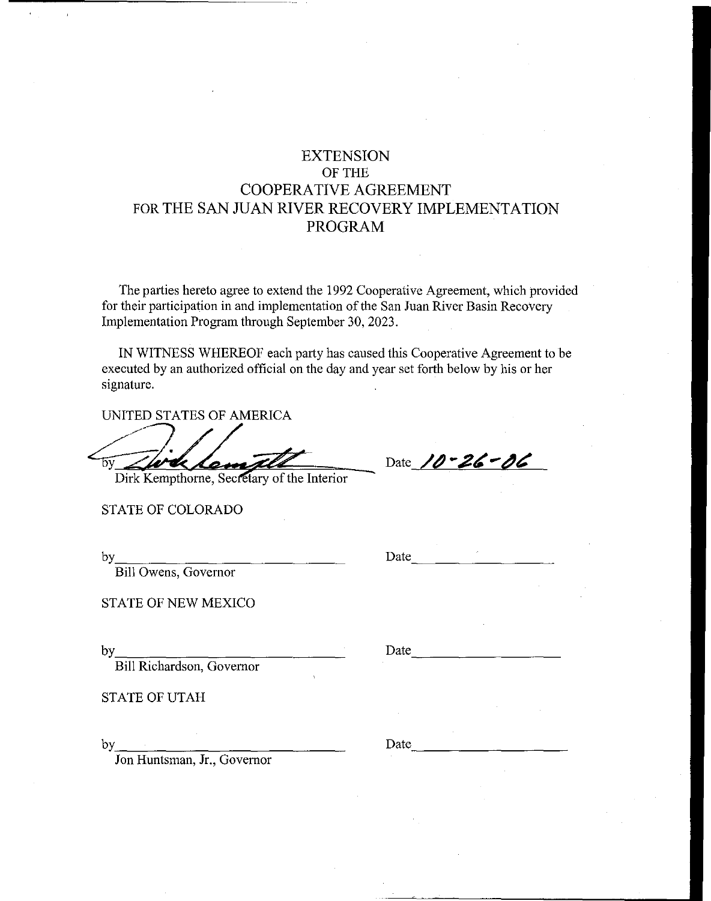# EXTENSION
# OF THE
# COOPERATIVE AGREEMENT
# FOR THE SAN JUAN RIVER RECOVERY IMPLEMENTATION PROGRAM

The parties hereto agree to extend the 1992 Cooperative Agreement, which provided for their participation in and implementation of the San Juan River Basin Recovery Implementation Program through September 30, 2023.

IN WITNESS WHEREOF each party has caused this Cooperative Agreement to be executed by an authorized official on the day and year set forth below by his or her signature.

UNITED STATES OF AMERICA

by ____________________ Date 10-26-06
Dirk Kempthorne, Secretary of the Interior

STATE OF COLORADO

by ____________________ Date ____________________
Bill Owens, Governor

STATE OF NEW MEXICO

by ____________________ Date ____________________
Bill Richardson, Governor

STATE OF UTAH

by ____________________ Date ____________________
Jon Huntsman, Jr., Governor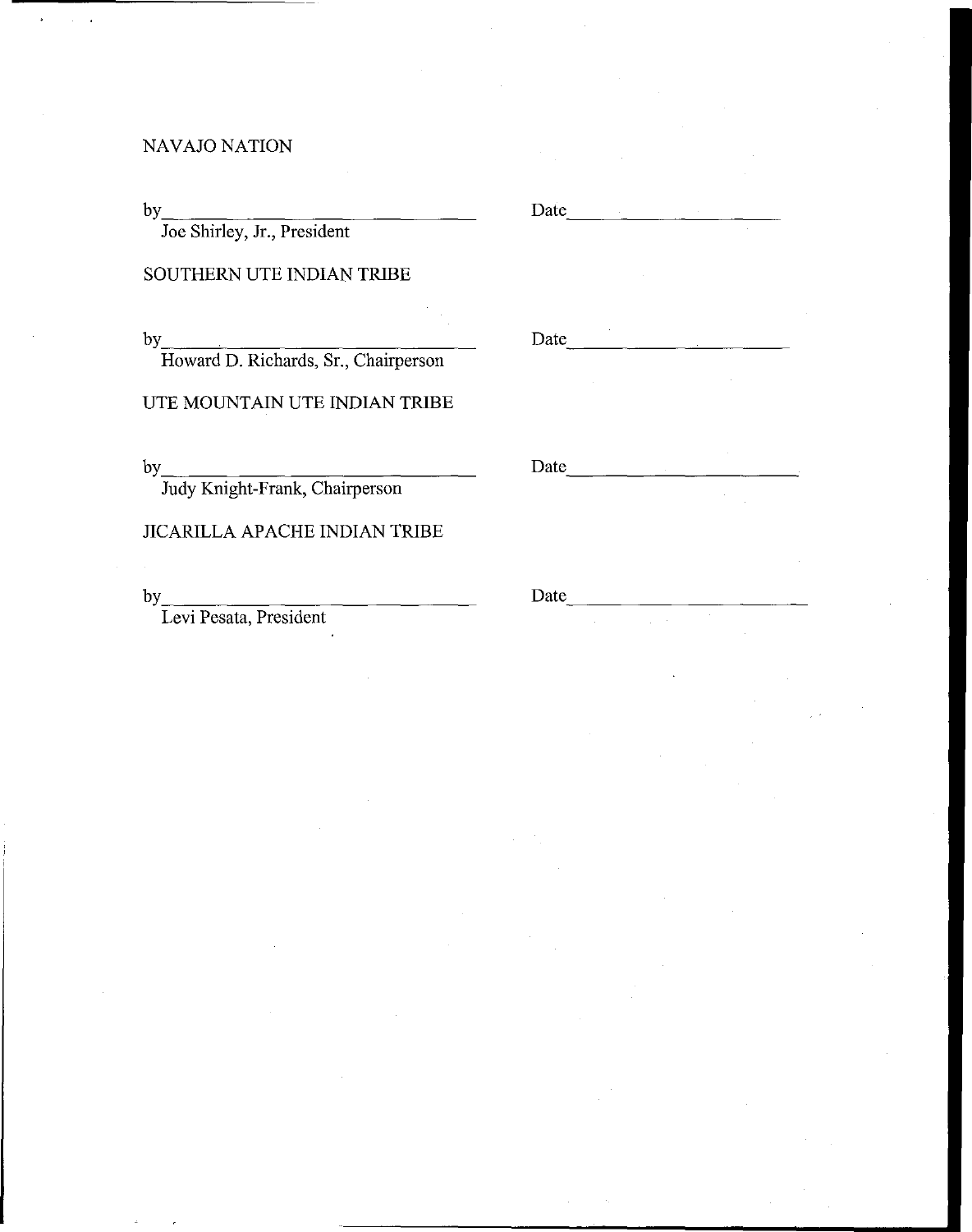NAVAJO NATION

by\_\_\_\_\_\_\_\_\_\_\_\_\_\_\_\_\_\_\_\_\_\_\_\_\_\_\_\_\_\_\_\_ Date\_\_\_\_\_\_\_\_\_\_\_\_\_\_\_\_\_\_\_\_\_\_
Joe Shirley, Jr., President

SOUTHERN UTE INDIAN TRIBE

by\_\_\_\_\_\_\_\_\_\_\_\_\_\_\_\_\_\_\_\_\_\_\_\_\_\_\_\_\_\_\_\_ Date\_\_\_\_\_\_\_\_\_\_\_\_\_\_\_\_\_\_\_\_\_\_
Howard D. Richards, Sr., Chairperson

UTE MOUNTAIN UTE INDIAN TRIBE

by\_\_\_\_\_\_\_\_\_\_\_\_\_\_\_\_\_\_\_\_\_\_\_\_\_\_\_\_\_\_\_\_ Date\_\_\_\_\_\_\_\_\_\_\_\_\_\_\_\_\_\_\_\_\_\_
Judy Knight-Frank, Chairperson

JICARILLA APACHE INDIAN TRIBE

by\_\_\_\_\_\_\_\_\_\_\_\_\_\_\_\_\_\_\_\_\_\_\_\_\_\_\_\_\_\_\_\_ Date\_\_\_\_\_\_\_\_\_\_\_\_\_\_\_\_\_\_\_\_\_\_
Levi Pesata, President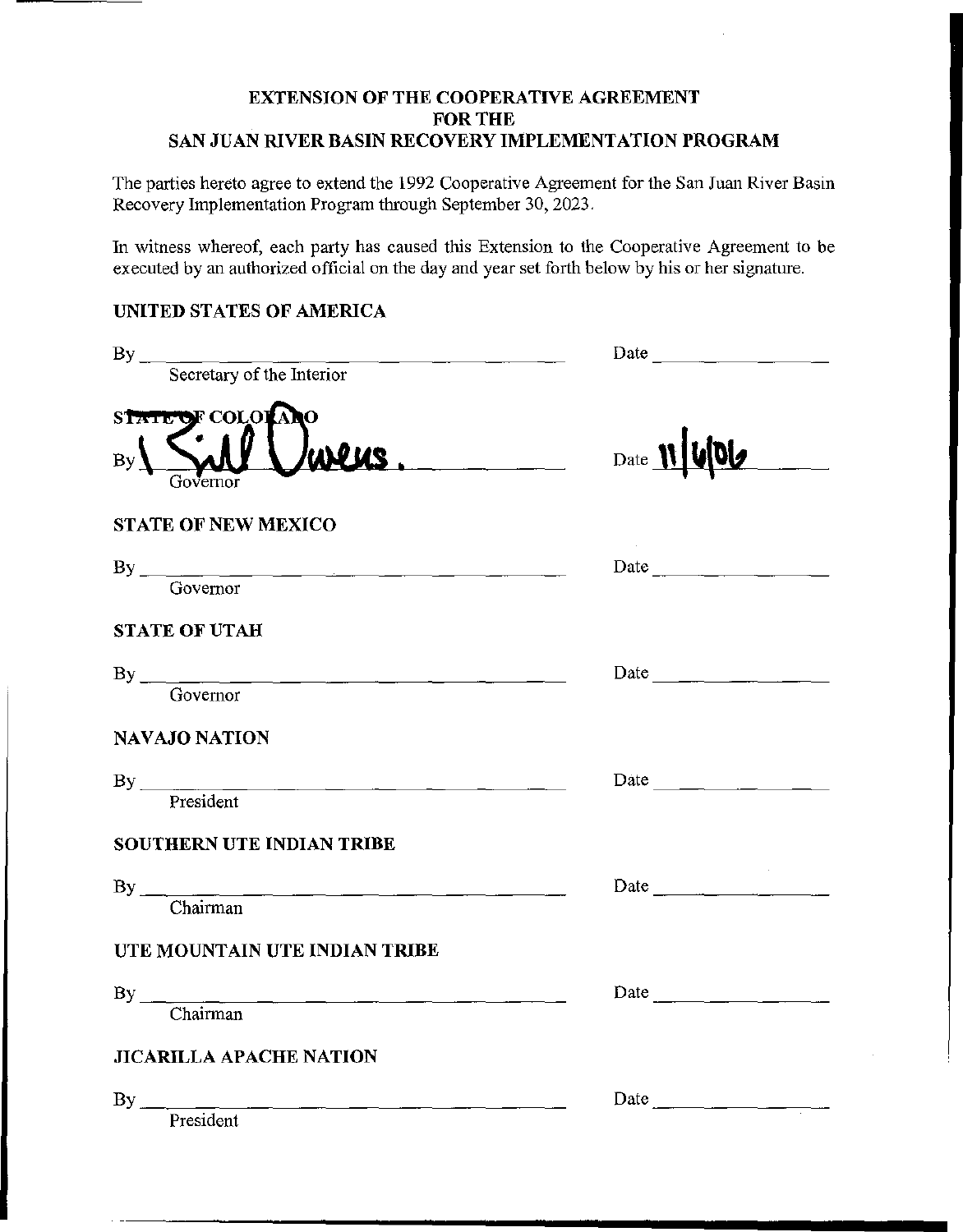# EXTENSION OF THE COOPERATIVE AGREEMENT FOR THE SAN JUAN RIVER BASIN RECOVERY IMPLEMENTATION PROGRAM

The parties hereto agree to extend the 1992 Cooperative Agreement for the San Juan River Basin Recovery Implementation Program through September 30, 2023.

In witness whereof, each party has caused this Extension to the Cooperative Agreement to be executed by an authorized official on the day and year set forth below by his or her signature.

**UNITED STATES OF AMERICA**

By \_\_\_\_\_\_\_\_\_\_\_\_\_\_\_\_\_\_\_\_ Date \_\_\_\_\_\_\_\_\_\_
Secretary of the Interior

**STATE OF COLORADO**

By Bill Owens. Date 11/6/06
Governor

**STATE OF NEW MEXICO**

By \_\_\_\_\_\_\_\_\_\_\_\_\_\_\_\_\_\_\_\_ Date \_\_\_\_\_\_\_\_\_\_
Governor

**STATE OF UTAH**

By \_\_\_\_\_\_\_\_\_\_\_\_\_\_\_\_\_\_\_\_ Date \_\_\_\_\_\_\_\_\_\_
Governor

**NAVAJO NATION**

By \_\_\_\_\_\_\_\_\_\_\_\_\_\_\_\_\_\_\_\_ Date \_\_\_\_\_\_\_\_\_\_
President

**SOUTHERN UTE INDIAN TRIBE**

By \_\_\_\_\_\_\_\_\_\_\_\_\_\_\_\_\_\_\_\_ Date \_\_\_\_\_\_\_\_\_\_
Chairman

**UTE MOUNTAIN UTE INDIAN TRIBE**

By \_\_\_\_\_\_\_\_\_\_\_\_\_\_\_\_\_\_\_\_ Date \_\_\_\_\_\_\_\_\_\_
Chairman

**JICARILLA APACHE NATION**

By \_\_\_\_\_\_\_\_\_\_\_\_\_\_\_\_\_\_\_\_ Date \_\_\_\_\_\_\_\_\_\_
President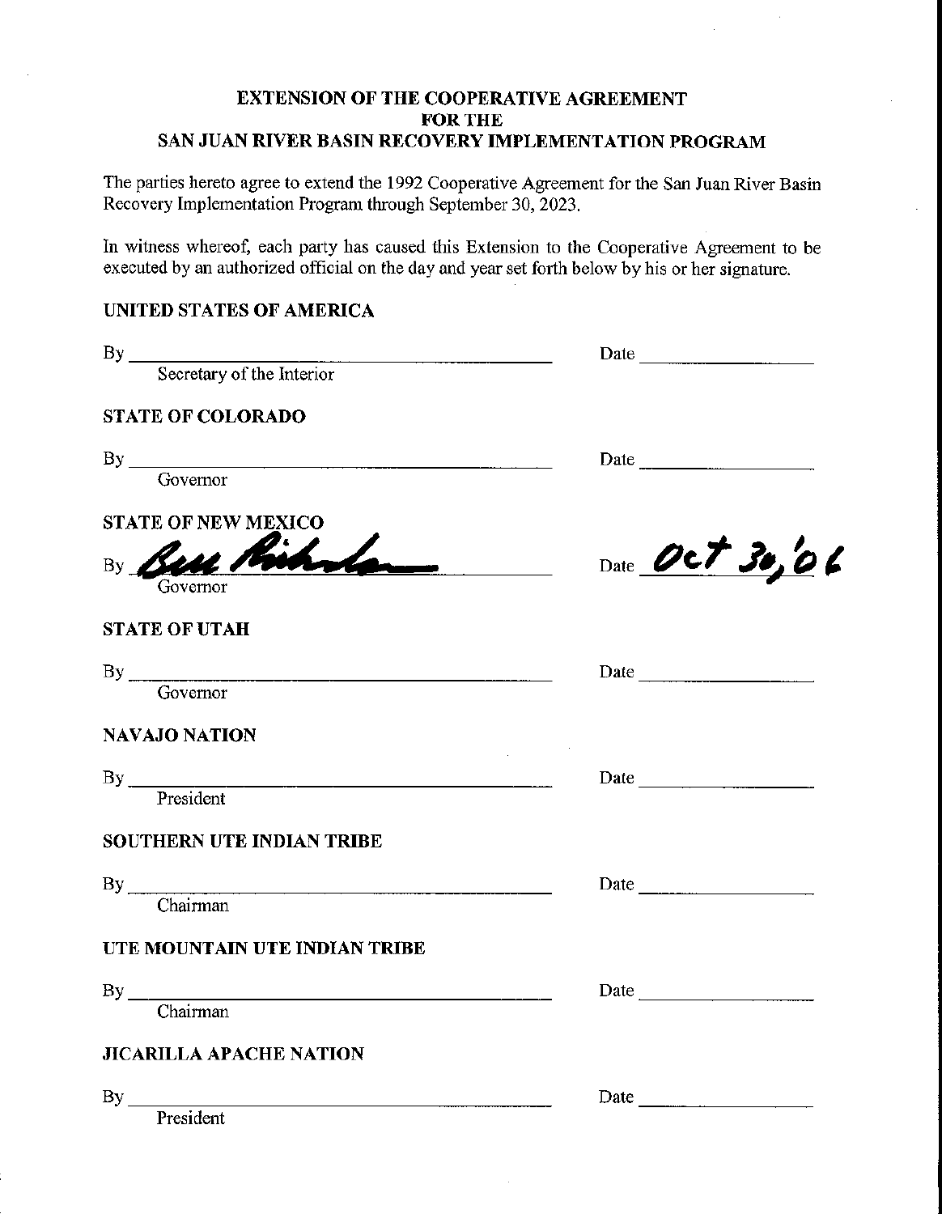# EXTENSION OF THE COOPERATIVE AGREEMENT FOR THE SAN JUAN RIVER BASIN RECOVERY IMPLEMENTATION PROGRAM

The parties hereto agree to extend the 1992 Cooperative Agreement for the San Juan River Basin Recovery Implementation Program through September 30, 2023.

In witness whereof, each party has caused this Extension to the Cooperative Agreement to be executed by an authorized official on the day and year set forth below by his or her signature.

**UNITED STATES OF AMERICA**

By ______________________________ Date ______________
Secretary of the Interior

**STATE OF COLORADO**

By ______________________________ Date ______________
Governor

**STATE OF NEW MEXICO**

By *Bill Richardson* Date *Oct 30, '06*
Governor

**STATE OF UTAH**

By ______________________________ Date ______________
Governor

**NAVAJO NATION**

By ______________________________ Date ______________
President

**SOUTHERN UTE INDIAN TRIBE**

By ______________________________ Date ______________
Chairman

**UTE MOUNTAIN UTE INDIAN TRIBE**

By ______________________________ Date ______________
Chairman

**JICARILLA APACHE NATION**

By ______________________________ Date ______________
President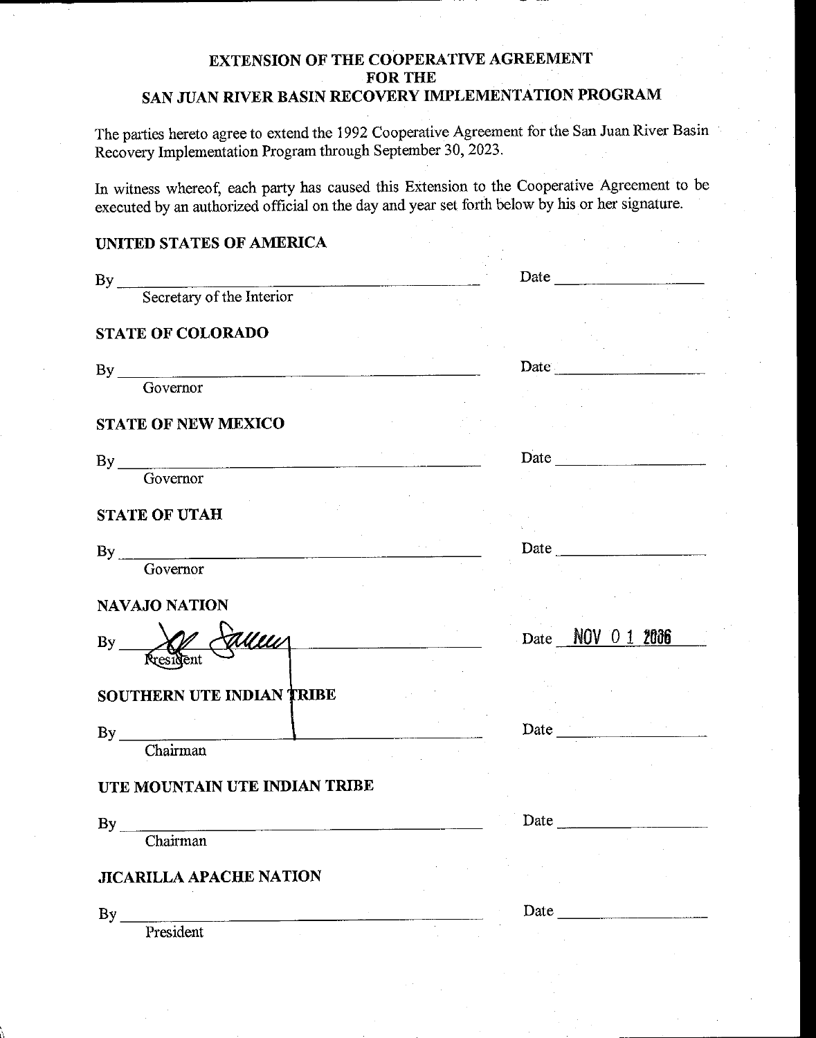# EXTENSION OF THE COOPERATIVE AGREEMENT FOR THE SAN JUAN RIVER BASIN RECOVERY IMPLEMENTATION PROGRAM

The parties hereto agree to extend the 1992 Cooperative Agreement for the San Juan River Basin Recovery Implementation Program through September 30, 2023.

In witness whereof, each party has caused this Extension to the Cooperative Agreement to be executed by an authorized official on the day and year set forth below by his or her signature.

**UNITED STATES OF AMERICA**

By ______________________________ Date ______________
Secretary of the Interior

**STATE OF COLORADO**

By ______________________________ Date ______________
Governor

**STATE OF NEW MEXICO**

By ______________________________ Date ______________
Governor

**STATE OF UTAH**

By ______________________________ Date ______________
Governor

**NAVAJO NATION**

By [signature] Date NOV 01 2006
President

**SOUTHERN UTE INDIAN TRIBE**

By ______________________________ Date ______________
Chairman

**UTE MOUNTAIN UTE INDIAN TRIBE**

By ______________________________ Date ______________
Chairman

**JICARILLA APACHE NATION**

By ______________________________ Date ______________
President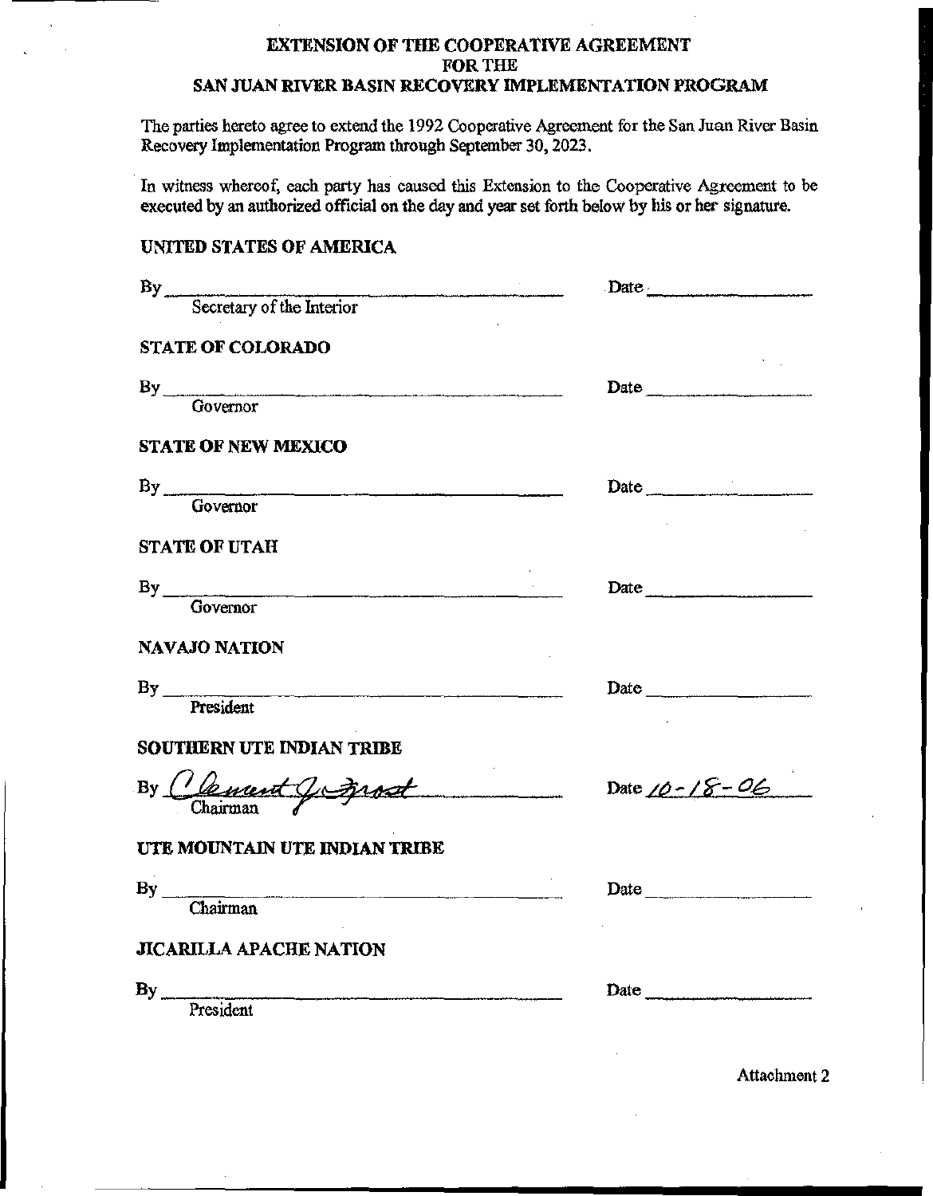# EXTENSION OF THE COOPERATIVE AGREEMENT
## FOR THE
## SAN JUAN RIVER BASIN RECOVERY IMPLEMENTATION PROGRAM

The parties hereto agree to extend the 1992 Cooperative Agreement for the San Juan River Basin Recovery Implementation Program through September 30, 2023.

In witness whereof, each party has caused this Extension to the Cooperative Agreement to be executed by an authorized official on the day and year set forth below by his or her signature.

**UNITED STATES OF AMERICA**

By ______________________________ Date ______________
Secretary of the Interior

**STATE OF COLORADO**

By ______________________________ Date ______________
Governor

**STATE OF NEW MEXICO**

By ______________________________ Date ______________
Governor

**STATE OF UTAH**

By ______________________________ Date ______________
Governor

**NAVAJO NATION**

By ______________________________ Date ______________
President

**SOUTHERN UTE INDIAN TRIBE**

By *Clement J. Frost* Date *10-18-06*
Chairman

**UTE MOUNTAIN UTE INDIAN TRIBE**

By ______________________________ Date ______________
Chairman

**JICARILLA APACHE NATION**

By ______________________________ Date ______________
President

Attachment 2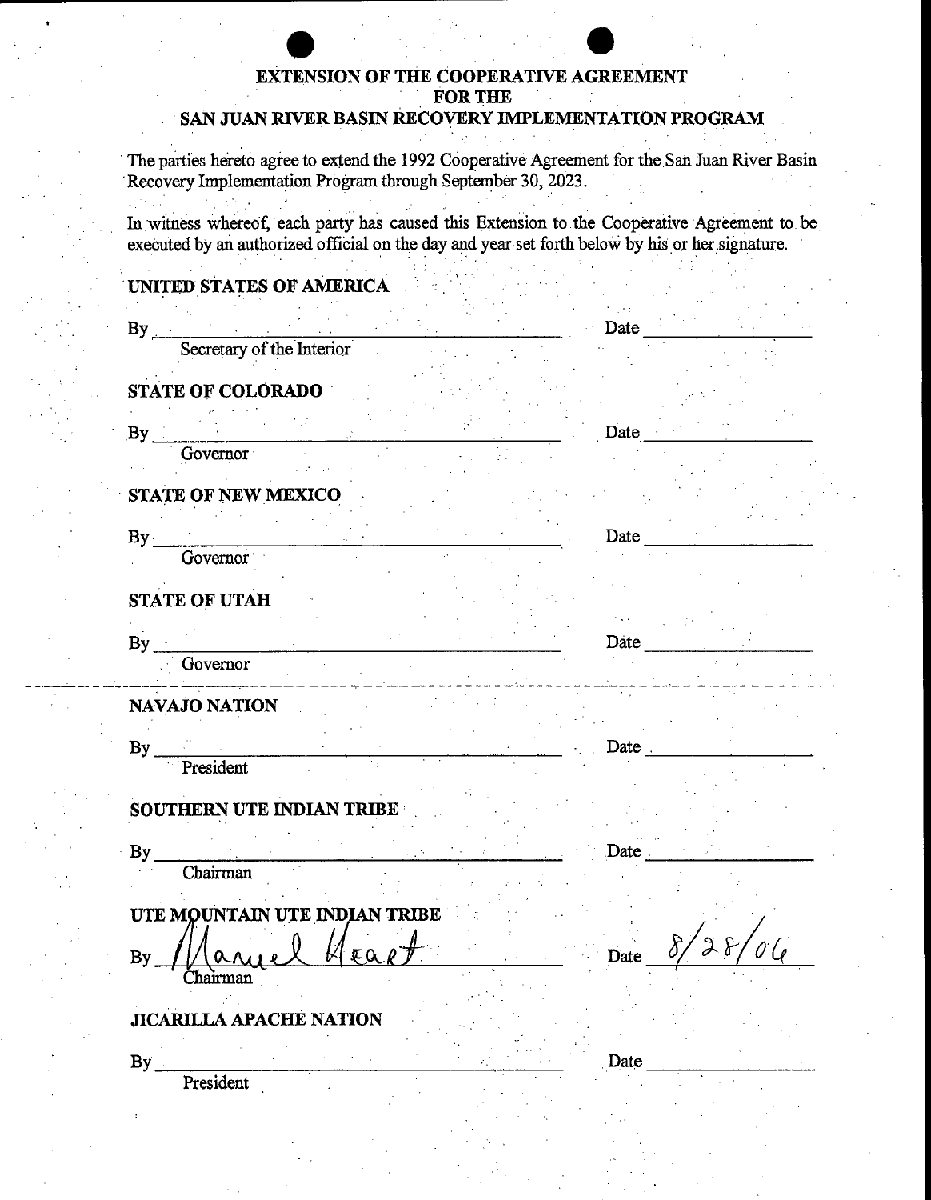# EXTENSION OF THE COOPERATIVE AGREEMENT FOR THE SAN JUAN RIVER BASIN RECOVERY IMPLEMENTATION PROGRAM

The parties hereto agree to extend the 1992 Cooperative Agreement for the San Juan River Basin Recovery Implementation Program through September 30, 2023.

In witness whereof, each party has caused this Extension to the Cooperative Agreement to be executed by an authorized official on the day and year set forth below by his or her signature.

**UNITED STATES OF AMERICA**

By \_\_\_\_\_\_\_\_\_\_\_\_\_\_\_\_\_\_\_\_\_\_\_\_\_\_\_\_\_\_ Date \_\_\_\_\_\_\_\_\_\_\_\_
Secretary of the Interior

**STATE OF COLORADO**

By \_\_\_\_\_\_\_\_\_\_\_\_\_\_\_\_\_\_\_\_\_\_\_\_\_\_\_\_\_\_ Date \_\_\_\_\_\_\_\_\_\_\_\_
Governor

**STATE OF NEW MEXICO**

By \_\_\_\_\_\_\_\_\_\_\_\_\_\_\_\_\_\_\_\_\_\_\_\_\_\_\_\_\_\_ Date \_\_\_\_\_\_\_\_\_\_\_\_
Governor

**STATE OF UTAH**

By \_\_\_\_\_\_\_\_\_\_\_\_\_\_\_\_\_\_\_\_\_\_\_\_\_\_\_\_\_\_ Date \_\_\_\_\_\_\_\_\_\_\_\_
Governor

**NAVAJO NATION**

By \_\_\_\_\_\_\_\_\_\_\_\_\_\_\_\_\_\_\_\_\_\_\_\_\_\_\_\_\_\_ Date \_\_\_\_\_\_\_\_\_\_\_\_
President

**SOUTHERN UTE INDIAN TRIBE**

By \_\_\_\_\_\_\_\_\_\_\_\_\_\_\_\_\_\_\_\_\_\_\_\_\_\_\_\_\_\_ Date \_\_\_\_\_\_\_\_\_\_\_\_
Chairman

**UTE MOUNTAIN UTE INDIAN TRIBE**

By Manuel Heart Date 8/28/06
Chairman

**JICARILLA APACHE NATION**

By \_\_\_\_\_\_\_\_\_\_\_\_\_\_\_\_\_\_\_\_\_\_\_\_\_\_\_\_\_\_ Date \_\_\_\_\_\_\_\_\_\_\_\_
President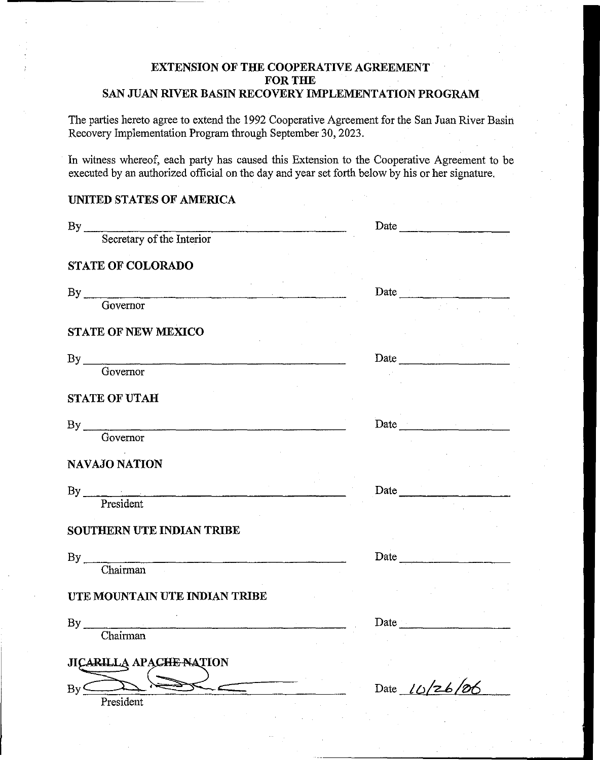# EXTENSION OF THE COOPERATIVE AGREEMENT FOR THE SAN JUAN RIVER BASIN RECOVERY IMPLEMENTATION PROGRAM

The parties hereto agree to extend the 1992 Cooperative Agreement for the San Juan River Basin Recovery Implementation Program through September 30, 2023.

In witness whereof, each party has caused this Extension to the Cooperative Agreement to be executed by an authorized official on the day and year set forth below by his or her signature.

**UNITED STATES OF AMERICA**

By ______________________________ Date ______________
Secretary of the Interior

**STATE OF COLORADO**

By ______________________________ Date ______________
Governor

**STATE OF NEW MEXICO**

By ______________________________ Date ______________
Governor

**STATE OF UTAH**

By ______________________________ Date ______________
Governor

**NAVAJO NATION**

By ______________________________ Date ______________
President

**SOUTHERN UTE INDIAN TRIBE**

By ______________________________ Date ______________
Chairman

**UTE MOUNTAIN UTE INDIAN TRIBE**

By ______________________________ Date ______________
Chairman

**JICARILLA APACHE NATION**

By [signature] Date 10/26/06
President